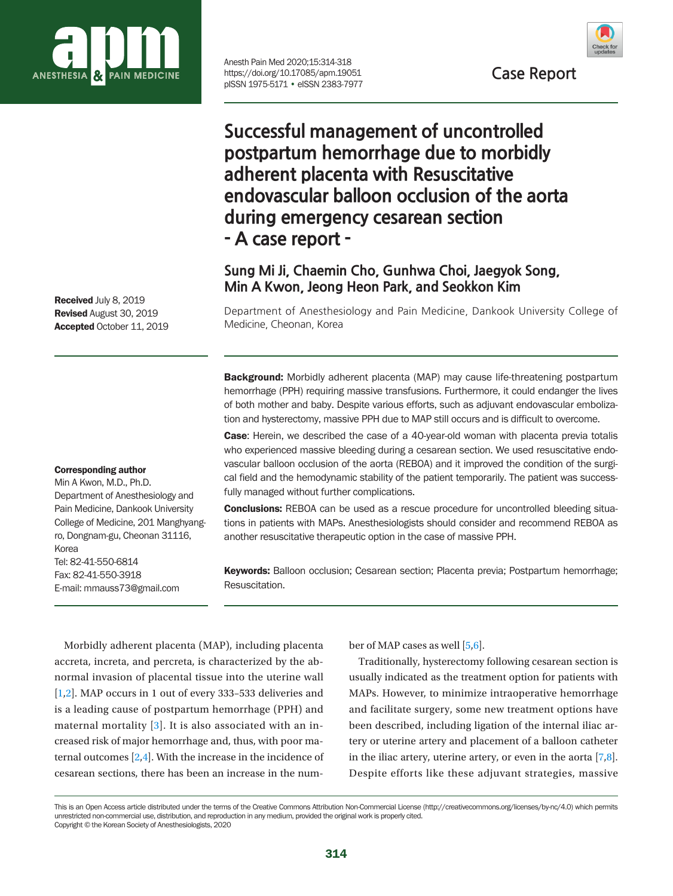Case Report

# Successful management of uncontrolled postpartum hemorrhage due to morbidly adherent placenta with Resuscitative endovascular balloon occlusion of the aorta during emergency cesarean section - A case report -

**Sung Mi Ji, Chaemin Cho, Gunhwa Choi, Jaegyok Song, Min A Kwon, Jeong Heon Park, and Seokkon Kim**

Department of Anesthesiology and Pain Medicine, Dankook University College of Medicine, Cheonan, Korea

**Received** July 8, 2019
**Revised** August 30, 2019
**Accepted** October 11, 2019

**Corresponding author**
Min A Kwon, M.D., Ph.D.
Department of Anesthesiology and Pain Medicine, Dankook University College of Medicine, 201 Manghyang-ro, Dongnam-gu, Cheonan 31116, Korea
Tel: 82-41-550-6814
Fax: 82-41-550-3918
E-mail: mmauss73@gmail.com

**Background:** Morbidly adherent placenta (MAP) may cause life-threatening postpartum hemorrhage (PPH) requiring massive transfusions. Furthermore, it could endanger the lives of both mother and baby. Despite various efforts, such as adjuvant endovascular embolization and hysterectomy, massive PPH due to MAP still occurs and is difficult to overcome.

**Case**: Herein, we described the case of a 40-year-old woman with placenta previa totalis who experienced massive bleeding during a cesarean section. We used resuscitative endovascular balloon occlusion of the aorta (REBOA) and it improved the condition of the surgical field and the hemodynamic stability of the patient temporarily. The patient was successfully managed without further complications.

**Conclusions:** REBOA can be used as a rescue procedure for uncontrolled bleeding situations in patients with MAPs. Anesthesiologists should consider and recommend REBOA as another resuscitative therapeutic option in the case of massive PPH.

**Keywords:** Balloon occlusion; Cesarean section; Placenta previa; Postpartum hemorrhage; Resuscitation.

Morbidly adherent placenta (MAP), including placenta accreta, increta, and percreta, is characterized by the abnormal invasion of placental tissue into the uterine wall [1,2]. MAP occurs in 1 out of every 333–533 deliveries and is a leading cause of postpartum hemorrhage (PPH) and maternal mortality [3]. It is also associated with an increased risk of major hemorrhage and, thus, with poor maternal outcomes [2,4]. With the increase in the incidence of cesarean sections, there has been an increase in the number of MAP cases as well [5,6].

Traditionally, hysterectomy following cesarean section is usually indicated as the treatment option for patients with MAPs. However, to minimize intraoperative hemorrhage and facilitate surgery, some new treatment options have been described, including ligation of the internal iliac artery or uterine artery and placement of a balloon catheter in the iliac artery, uterine artery, or even in the aorta [7,8]. Despite efforts like these adjuvant strategies, massive

This is an Open Access article distributed under the terms of the Creative Commons Attribution Non-Commercial License (http://creativecommons.org/licenses/by-nc/4.0) which permits unrestricted non-commercial use, distribution, and reproduction in any medium, provided the original work is properly cited.
Copyright © the Korean Society of Anesthesiologists, 2020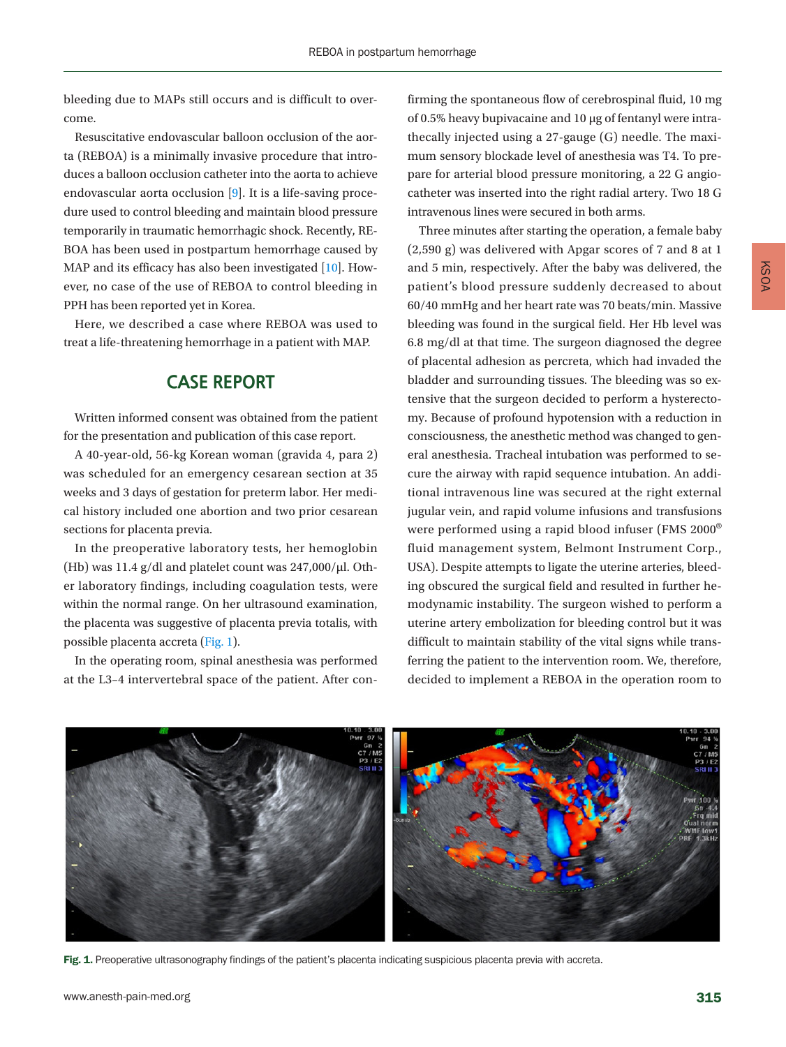bleeding due to MAPs still occurs and is difficult to overcome.

Resuscitative endovascular balloon occlusion of the aorta (REBOA) is a minimally invasive procedure that introduces a balloon occlusion catheter into the aorta to achieve endovascular aorta occlusion [9]. It is a life-saving procedure used to control bleeding and maintain blood pressure temporarily in traumatic hemorrhagic shock. Recently, REBOA has been used in postpartum hemorrhage caused by MAP and its efficacy has also been investigated [10]. However, no case of the use of REBOA to control bleeding in PPH has been reported yet in Korea.

Here, we described a case where REBOA was used to treat a life-threatening hemorrhage in a patient with MAP.

## CASE REPORT

Written informed consent was obtained from the patient for the presentation and publication of this case report.

A 40-year-old, 56-kg Korean woman (gravida 4, para 2) was scheduled for an emergency cesarean section at 35 weeks and 3 days of gestation for preterm labor. Her medical history included one abortion and two prior cesarean sections for placenta previa.

In the preoperative laboratory tests, her hemoglobin (Hb) was 11.4 g/dl and platelet count was 247,000/μl. Other laboratory findings, including coagulation tests, were within the normal range. On her ultrasound examination, the placenta was suggestive of placenta previa totalis, with possible placenta accreta (Fig. 1).

In the operating room, spinal anesthesia was performed at the L3–4 intervertebral space of the patient. After confirming the spontaneous flow of cerebrospinal fluid, 10 mg of 0.5% heavy bupivacaine and 10 μg of fentanyl were intrathecally injected using a 27-gauge (G) needle. The maximum sensory blockade level of anesthesia was T4. To prepare for arterial blood pressure monitoring, a 22 G angiocatheter was inserted into the right radial artery. Two 18 G intravenous lines were secured in both arms.

Three minutes after starting the operation, a female baby (2,590 g) was delivered with Apgar scores of 7 and 8 at 1 and 5 min, respectively. After the baby was delivered, the patient's blood pressure suddenly decreased to about 60/40 mmHg and her heart rate was 70 beats/min. Massive bleeding was found in the surgical field. Her Hb level was 6.8 mg/dl at that time. The surgeon diagnosed the degree of placental adhesion as percreta, which had invaded the bladder and surrounding tissues. The bleeding was so extensive that the surgeon decided to perform a hysterectomy. Because of profound hypotension with a reduction in consciousness, the anesthetic method was changed to general anesthesia. Tracheal intubation was performed to secure the airway with rapid sequence intubation. An additional intravenous line was secured at the right external jugular vein, and rapid volume infusions and transfusions were performed using a rapid blood infuser (FMS 2000® fluid management system, Belmont Instrument Corp., USA). Despite attempts to ligate the uterine arteries, bleeding obscured the surgical field and resulted in further hemodynamic instability. The surgeon wished to perform a uterine artery embolization for bleeding control but it was difficult to maintain stability of the vital signs while transferring the patient to the intervention room. We, therefore, decided to implement a REBOA in the operation room to

**Fig. 1.** Preoperative ultrasonography findings of the patient's placenta indicating suspicious placenta previa with accreta.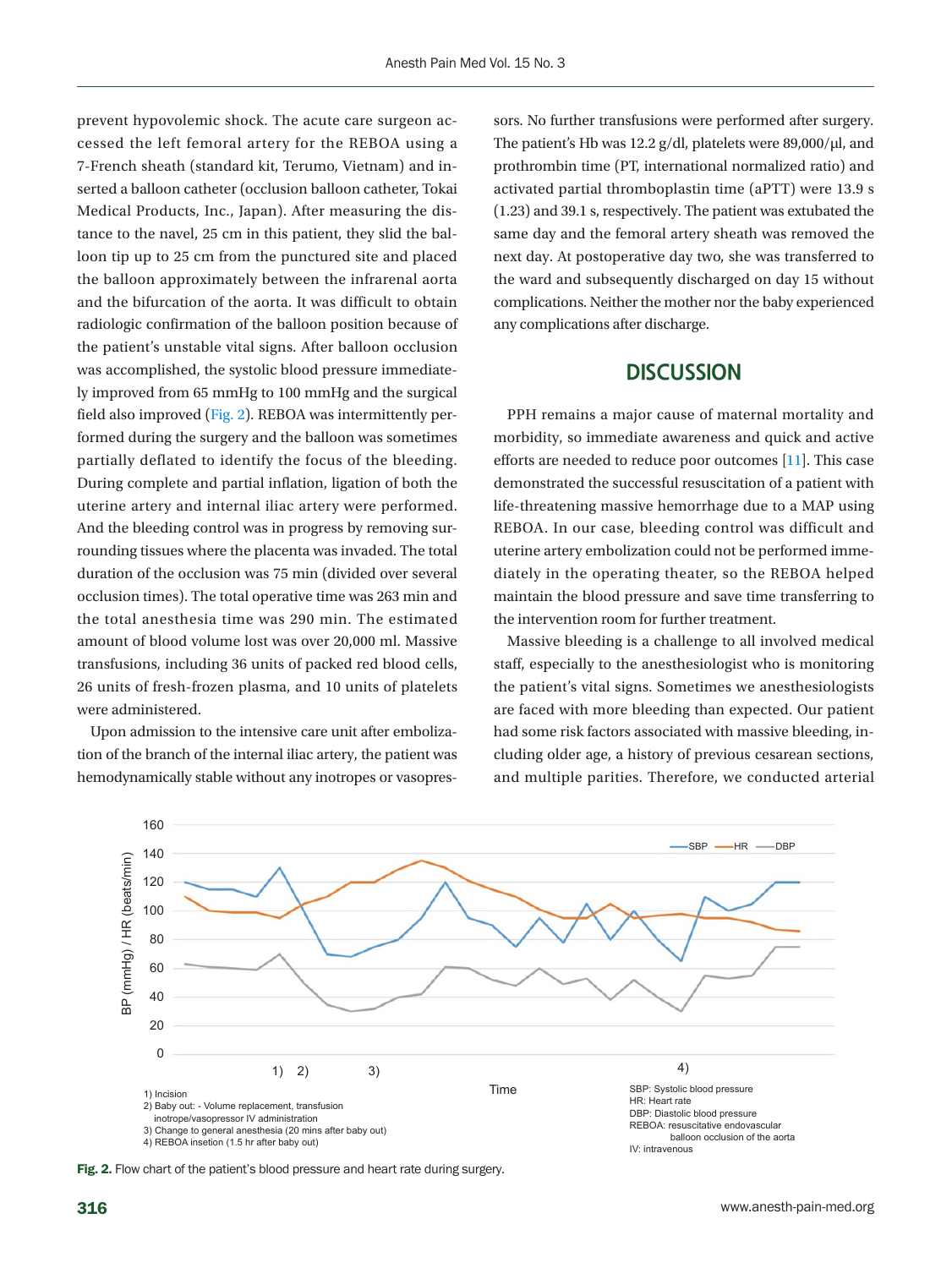prevent hypovolemic shock. The acute care surgeon accessed the left femoral artery for the REBOA using a 7-French sheath (standard kit, Terumo, Vietnam) and inserted a balloon catheter (occlusion balloon catheter, Tokai Medical Products, Inc., Japan). After measuring the distance to the navel, 25 cm in this patient, they slid the balloon tip up to 25 cm from the punctured site and placed the balloon approximately between the infrarenal aorta and the bifurcation of the aorta. It was difficult to obtain radiologic confirmation of the balloon position because of the patient's unstable vital signs. After balloon occlusion was accomplished, the systolic blood pressure immediately improved from 65 mmHg to 100 mmHg and the surgical field also improved (Fig. 2). REBOA was intermittently performed during the surgery and the balloon was sometimes partially deflated to identify the focus of the bleeding. During complete and partial inflation, ligation of both the uterine artery and internal iliac artery were performed. And the bleeding control was in progress by removing surrounding tissues where the placenta was invaded. The total duration of the occlusion was 75 min (divided over several occlusion times). The total operative time was 263 min and the total anesthesia time was 290 min. The estimated amount of blood volume lost was over 20,000 ml. Massive transfusions, including 36 units of packed red blood cells, 26 units of fresh-frozen plasma, and 10 units of platelets were administered.

Upon admission to the intensive care unit after embolization of the branch of the internal iliac artery, the patient was hemodynamically stable without any inotropes or vasopressors. No further transfusions were performed after surgery. The patient's Hb was 12.2 g/dl, platelets were 89,000/μl, and prothrombin time (PT, international normalized ratio) and activated partial thromboplastin time (aPTT) were 13.9 s (1.23) and 39.1 s, respectively. The patient was extubated the same day and the femoral artery sheath was removed the next day. At postoperative day two, she was transferred to the ward and subsequently discharged on day 15 without complications. Neither the mother nor the baby experienced any complications after discharge.

## DISCUSSION

PPH remains a major cause of maternal mortality and morbidity, so immediate awareness and quick and active efforts are needed to reduce poor outcomes [11]. This case demonstrated the successful resuscitation of a patient with life-threatening massive hemorrhage due to a MAP using REBOA. In our case, bleeding control was difficult and uterine artery embolization could not be performed immediately in the operating theater, so the REBOA helped maintain the blood pressure and save time transferring to the intervention room for further treatment.

Massive bleeding is a challenge to all involved medical staff, especially to the anesthesiologist who is monitoring the patient's vital signs. Sometimes we anesthesiologists are faced with more bleeding than expected. Our patient had some risk factors associated with massive bleeding, including older age, a history of previous cesarean sections, and multiple parities. Therefore, we conducted arterial

1) Incision
2) Baby out: - Volume replacement, transfusion inotrope/vasopressor IV administration
3) Change to general anesthesia (20 mins after baby out)
4) REBOA insetion (1.5 hr after baby out)

SBP: Systolic blood pressure
HR: Heart rate
DBP: Diastolic blood pressure
REBOA: resuscitative endovascular balloon occlusion of the aorta
IV: intravenous

**Fig. 2.** Flow chart of the patient's blood pressure and heart rate during surgery.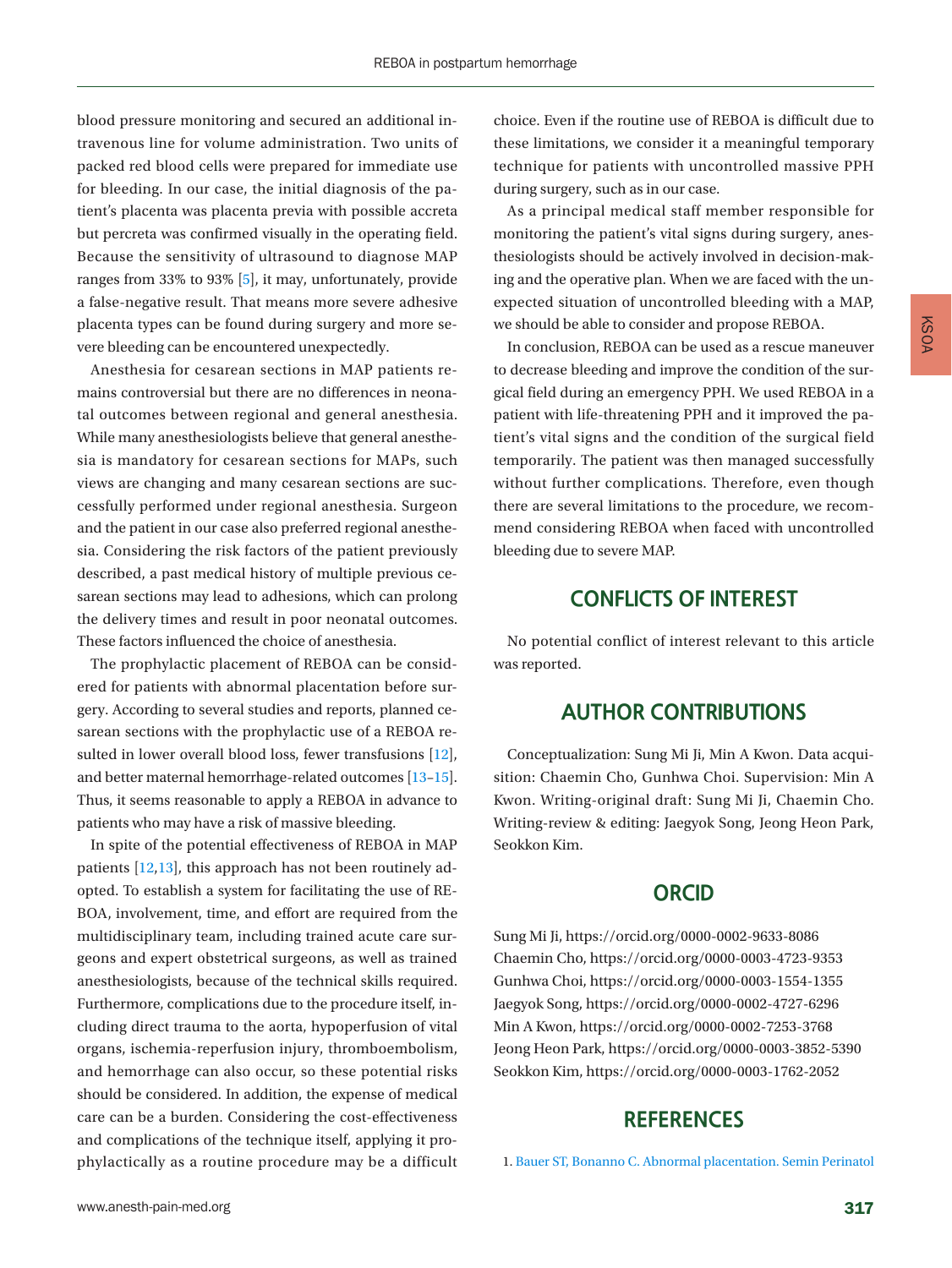blood pressure monitoring and secured an additional intravenous line for volume administration. Two units of packed red blood cells were prepared for immediate use for bleeding. In our case, the initial diagnosis of the patient's placenta was placenta previa with possible accreta but percreta was confirmed visually in the operating field. Because the sensitivity of ultrasound to diagnose MAP ranges from 33% to 93% [5], it may, unfortunately, provide a false-negative result. That means more severe adhesive placenta types can be found during surgery and more severe bleeding can be encountered unexpectedly.

Anesthesia for cesarean sections in MAP patients remains controversial but there are no differences in neonatal outcomes between regional and general anesthesia. While many anesthesiologists believe that general anesthesia is mandatory for cesarean sections for MAPs, such views are changing and many cesarean sections are successfully performed under regional anesthesia. Surgeon and the patient in our case also preferred regional anesthesia. Considering the risk factors of the patient previously described, a past medical history of multiple previous cesarean sections may lead to adhesions, which can prolong the delivery times and result in poor neonatal outcomes. These factors influenced the choice of anesthesia.

The prophylactic placement of REBOA can be considered for patients with abnormal placentation before surgery. According to several studies and reports, planned cesarean sections with the prophylactic use of a REBOA resulted in lower overall blood loss, fewer transfusions [12], and better maternal hemorrhage-related outcomes [13–15]. Thus, it seems reasonable to apply a REBOA in advance to patients who may have a risk of massive bleeding.

In spite of the potential effectiveness of REBOA in MAP patients [12,13], this approach has not been routinely adopted. To establish a system for facilitating the use of REBOA, involvement, time, and effort are required from the multidisciplinary team, including trained acute care surgeons and expert obstetrical surgeons, as well as trained anesthesiologists, because of the technical skills required. Furthermore, complications due to the procedure itself, including direct trauma to the aorta, hypoperfusion of vital organs, ischemia-reperfusion injury, thromboembolism, and hemorrhage can also occur, so these potential risks should be considered. In addition, the expense of medical care can be a burden. Considering the cost-effectiveness and complications of the technique itself, applying it prophylactically as a routine procedure may be a difficult choice. Even if the routine use of REBOA is difficult due to these limitations, we consider it a meaningful temporary technique for patients with uncontrolled massive PPH during surgery, such as in our case.

As a principal medical staff member responsible for monitoring the patient's vital signs during surgery, anesthesiologists should be actively involved in decision-making and the operative plan. When we are faced with the unexpected situation of uncontrolled bleeding with a MAP, we should be able to consider and propose REBOA.

In conclusion, REBOA can be used as a rescue maneuver to decrease bleeding and improve the condition of the surgical field during an emergency PPH. We used REBOA in a patient with life-threatening PPH and it improved the patient's vital signs and the condition of the surgical field temporarily. The patient was then managed successfully without further complications. Therefore, even though there are several limitations to the procedure, we recommend considering REBOA when faced with uncontrolled bleeding due to severe MAP.

## CONFLICTS OF INTEREST

No potential conflict of interest relevant to this article was reported.

## AUTHOR CONTRIBUTIONS

Conceptualization: Sung Mi Ji, Min A Kwon. Data acquisition: Chaemin Cho, Gunhwa Choi. Supervision: Min A Kwon. Writing-original draft: Sung Mi Ji, Chaemin Cho. Writing-review & editing: Jaegyok Song, Jeong Heon Park, Seokkon Kim.

## ORCID

Sung Mi Ji, https://orcid.org/0000-0002-9633-8086
Chaemin Cho, https://orcid.org/0000-0003-4723-9353
Gunhwa Choi, https://orcid.org/0000-0003-1554-1355
Jaegyok Song, https://orcid.org/0000-0002-4727-6296
Min A Kwon, https://orcid.org/0000-0002-7253-3768
Jeong Heon Park, https://orcid.org/0000-0003-3852-5390
Seokkon Kim, https://orcid.org/0000-0003-1762-2052

## REFERENCES

1. Bauer ST, Bonanno C. Abnormal placentation. Semin Perinatol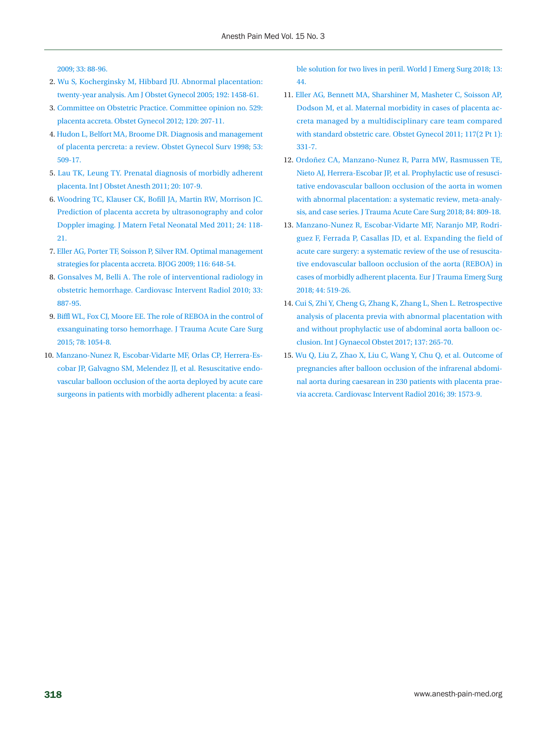2009; 33: 88-96.

2. Wu S, Kocherginsky M, Hibbard JU. Abnormal placentation: twenty-year analysis. Am J Obstet Gynecol 2005; 192: 1458-61.
3. Committee on Obstetric Practice. Committee opinion no. 529: placenta accreta. Obstet Gynecol 2012; 120: 207-11.
4. Hudon L, Belfort MA, Broome DR. Diagnosis and management of placenta percreta: a review. Obstet Gynecol Surv 1998; 53: 509-17.
5. Lau TK, Leung TY. Prenatal diagnosis of morbidly adherent placenta. Int J Obstet Anesth 2011; 20: 107-9.
6. Woodring TC, Klauser CK, Bofill JA, Martin RW, Morrison JC. Prediction of placenta accreta by ultrasonography and color Doppler imaging. J Matern Fetal Neonatal Med 2011; 24: 118-21.
7. Eller AG, Porter TF, Soisson P, Silver RM. Optimal management strategies for placenta accreta. BJOG 2009; 116: 648-54.
8. Gonsalves M, Belli A. The role of interventional radiology in obstetric hemorrhage. Cardiovasc Intervent Radiol 2010; 33: 887-95.
9. Biffl WL, Fox CJ, Moore EE. The role of REBOA in the control of exsanguinating torso hemorrhage. J Trauma Acute Care Surg 2015; 78: 1054-8.
10. Manzano-Nunez R, Escobar-Vidarte MF, Orlas CP, Herrera-Escobar JP, Galvagno SM, Melendez JJ, et al. Resuscitative endovascular balloon occlusion of the aorta deployed by acute care surgeons in patients with morbidly adherent placenta: a feasible solution for two lives in peril. World J Emerg Surg 2018; 13: 44.
11. Eller AG, Bennett MA, Sharshiner M, Masheter C, Soisson AP, Dodson M, et al. Maternal morbidity in cases of placenta accreta managed by a multidisciplinary care team compared with standard obstetric care. Obstet Gynecol 2011; 117(2 Pt 1): 331-7.
12. Ordoñez CA, Manzano-Nunez R, Parra MW, Rasmussen TE, Nieto AJ, Herrera-Escobar JP, et al. Prophylactic use of resuscitative endovascular balloon occlusion of the aorta in women with abnormal placentation: a systematic review, meta-analysis, and case series. J Trauma Acute Care Surg 2018; 84: 809-18.
13. Manzano-Nunez R, Escobar-Vidarte MF, Naranjo MP, Rodriguez F, Ferrada P, Casallas JD, et al. Expanding the field of acute care surgery: a systematic review of the use of resuscitative endovascular balloon occlusion of the aorta (REBOA) in cases of morbidly adherent placenta. Eur J Trauma Emerg Surg 2018; 44: 519-26.
14. Cui S, Zhi Y, Cheng G, Zhang K, Zhang L, Shen L. Retrospective analysis of placenta previa with abnormal placentation with and without prophylactic use of abdominal aorta balloon occlusion. Int J Gynaecol Obstet 2017; 137: 265-70.
15. Wu Q, Liu Z, Zhao X, Liu C, Wang Y, Chu Q, et al. Outcome of pregnancies after balloon occlusion of the infrarenal abdominal aorta during caesarean in 230 patients with placenta praevia accreta. Cardiovasc Intervent Radiol 2016; 39: 1573-9.